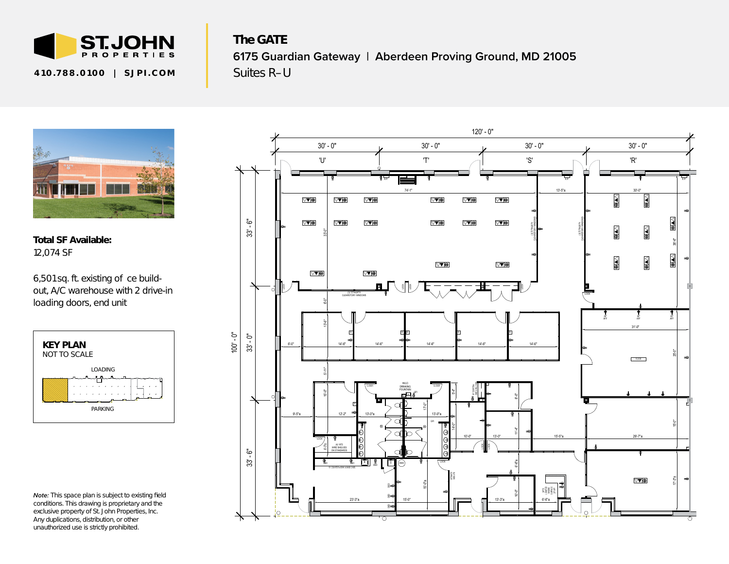**ST. JOHN PROPERTIES**

**410.788.0100 | SJPI.COM**

# The GATE

## 6175 Guardian Gateway | Aberdeen Proving Ground, MD 21005

Suites R–U

**Total SF Available:**
12,074 SF

6,501sq. ft. existing of ce build-out, A/C warehouse with 2 drive-in loading doors, end unit

**KEY PLAN**
NOT TO SCALE

LOADING

PARKING

*Note:* This space plan is subject to existing field conditions. This drawing is proprietary and the exclusive property of St. John Properties, Inc. Any duplications, distribution, or other unauthorized use is strictly prohibited.

120' - 0"

30' - 0" 'U' | 30' - 0" 'T' | 30' - 0" 'S' | 30' - 0" 'R'

100' - 0"

33' - 6" | 33' - 0" | 33' - 6"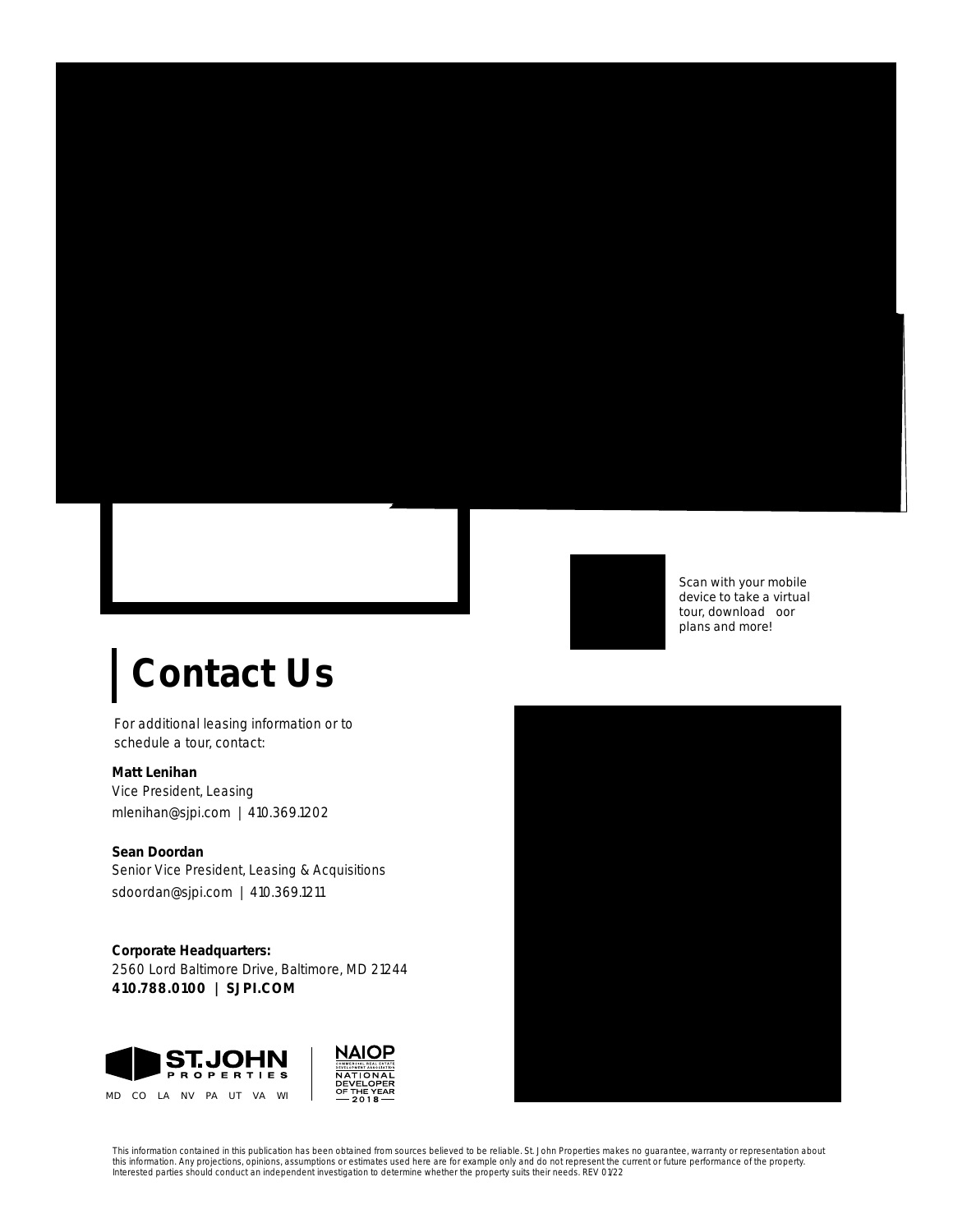Scan with your mobile device to take a virtual tour, download oor plans and more!

## Contact Us

For additional leasing information or to schedule a tour, contact:

**Matt Lenihan**
Vice President, Leasing
mlenihan@sjpi.com | 410.369.1202

**Sean Doordan**
Senior Vice President, Leasing & Acquisitions
sdoordan@sjpi.com | 410.369.1211

**Corporate Headquarters:**
2560 Lord Baltimore Drive, Baltimore, MD 21244
**410.788.0100 | SJPI.COM**

ST. JOHN PROPERTIES
MD CO LA NV PA UT VA WI

NAIOP COMMERCIAL REAL ESTATE DEVELOPMENT ASSOCIATION
NATIONAL DEVELOPER OF THE YEAR 2018

This information contained in this publication has been obtained from sources believed to be reliable. St. John Properties makes no guarantee, warranty or representation about this information. Any projections, opinions, assumptions or estimates used here are for example only and do not represent the current or future performance of the property. Interested parties should conduct an independent investigation to determine whether the property suits their needs. REV 01/22